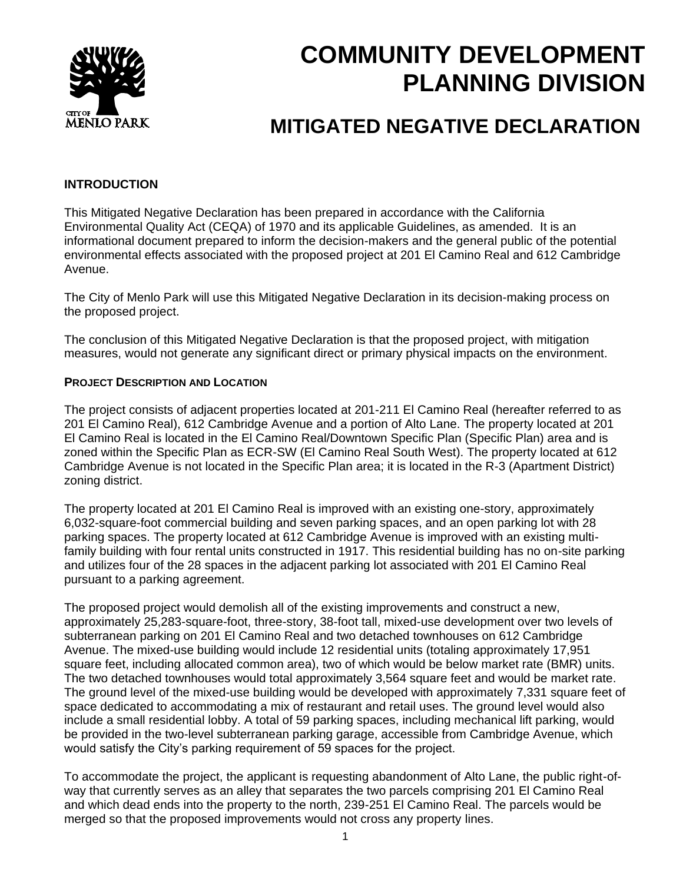# COMMUNITY DEVELOPMENT PLANNING DIVISION

## MITIGATED NEGATIVE DECLARATION

### INTRODUCTION

This Mitigated Negative Declaration has been prepared in accordance with the California Environmental Quality Act (CEQA) of 1970 and its applicable Guidelines, as amended. It is an informational document prepared to inform the decision-makers and the general public of the potential environmental effects associated with the proposed project at 201 El Camino Real and 612 Cambridge Avenue.

The City of Menlo Park will use this Mitigated Negative Declaration in its decision-making process on the proposed project.

The conclusion of this Mitigated Negative Declaration is that the proposed project, with mitigation measures, would not generate any significant direct or primary physical impacts on the environment.

### PROJECT DESCRIPTION AND LOCATION

The project consists of adjacent properties located at 201-211 El Camino Real (hereafter referred to as 201 El Camino Real), 612 Cambridge Avenue and a portion of Alto Lane. The property located at 201 El Camino Real is located in the El Camino Real/Downtown Specific Plan (Specific Plan) area and is zoned within the Specific Plan as ECR-SW (El Camino Real South West). The property located at 612 Cambridge Avenue is not located in the Specific Plan area; it is located in the R-3 (Apartment District) zoning district.

The property located at 201 El Camino Real is improved with an existing one-story, approximately 6,032-square-foot commercial building and seven parking spaces, and an open parking lot with 28 parking spaces. The property located at 612 Cambridge Avenue is improved with an existing multi-family building with four rental units constructed in 1917. This residential building has no on-site parking and utilizes four of the 28 spaces in the adjacent parking lot associated with 201 El Camino Real pursuant to a parking agreement.

The proposed project would demolish all of the existing improvements and construct a new, approximately 25,283-square-foot, three-story, 38-foot tall, mixed-use development over two levels of subterranean parking on 201 El Camino Real and two detached townhouses on 612 Cambridge Avenue. The mixed-use building would include 12 residential units (totaling approximately 17,951 square feet, including allocated common area), two of which would be below market rate (BMR) units. The two detached townhouses would total approximately 3,564 square feet and would be market rate. The ground level of the mixed-use building would be developed with approximately 7,331 square feet of space dedicated to accommodating a mix of restaurant and retail uses. The ground level would also include a small residential lobby. A total of 59 parking spaces, including mechanical lift parking, would be provided in the two-level subterranean parking garage, accessible from Cambridge Avenue, which would satisfy the City's parking requirement of 59 spaces for the project.

To accommodate the project, the applicant is requesting abandonment of Alto Lane, the public right-of-way that currently serves as an alley that separates the two parcels comprising 201 El Camino Real and which dead ends into the property to the north, 239-251 El Camino Real. The parcels would be merged so that the proposed improvements would not cross any property lines.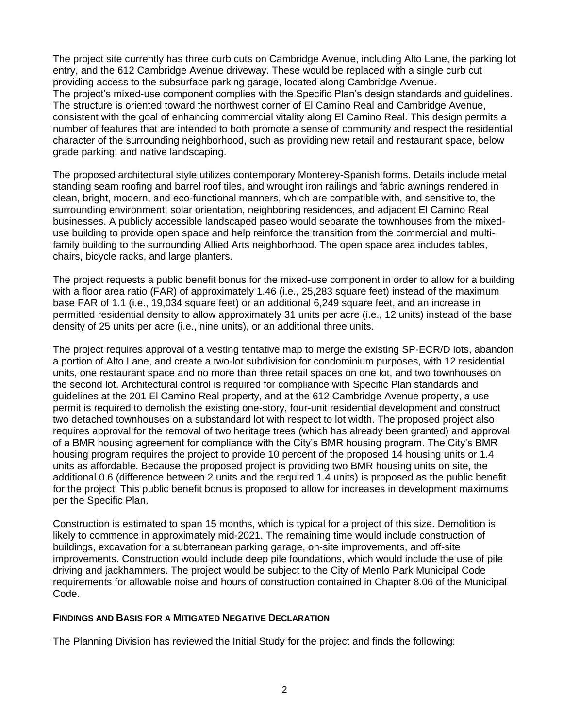The project site currently has three curb cuts on Cambridge Avenue, including Alto Lane, the parking lot entry, and the 612 Cambridge Avenue driveway. These would be replaced with a single curb cut providing access to the subsurface parking garage, located along Cambridge Avenue.
The project's mixed-use component complies with the Specific Plan's design standards and guidelines. The structure is oriented toward the northwest corner of El Camino Real and Cambridge Avenue, consistent with the goal of enhancing commercial vitality along El Camino Real. This design permits a number of features that are intended to both promote a sense of community and respect the residential character of the surrounding neighborhood, such as providing new retail and restaurant space, below grade parking, and native landscaping.

The proposed architectural style utilizes contemporary Monterey-Spanish forms. Details include metal standing seam roofing and barrel roof tiles, and wrought iron railings and fabric awnings rendered in clean, bright, modern, and eco-functional manners, which are compatible with, and sensitive to, the surrounding environment, solar orientation, neighboring residences, and adjacent El Camino Real businesses. A publicly accessible landscaped paseo would separate the townhouses from the mixed-use building to provide open space and help reinforce the transition from the commercial and multi-family building to the surrounding Allied Arts neighborhood. The open space area includes tables, chairs, bicycle racks, and large planters.

The project requests a public benefit bonus for the mixed-use component in order to allow for a building with a floor area ratio (FAR) of approximately 1.46 (i.e., 25,283 square feet) instead of the maximum base FAR of 1.1 (i.e., 19,034 square feet) or an additional 6,249 square feet, and an increase in permitted residential density to allow approximately 31 units per acre (i.e., 12 units) instead of the base density of 25 units per acre (i.e., nine units), or an additional three units.

The project requires approval of a vesting tentative map to merge the existing SP-ECR/D lots, abandon a portion of Alto Lane, and create a two-lot subdivision for condominium purposes, with 12 residential units, one restaurant space and no more than three retail spaces on one lot, and two townhouses on the second lot. Architectural control is required for compliance with Specific Plan standards and guidelines at the 201 El Camino Real property, and at the 612 Cambridge Avenue property, a use permit is required to demolish the existing one-story, four-unit residential development and construct two detached townhouses on a substandard lot with respect to lot width. The proposed project also requires approval for the removal of two heritage trees (which has already been granted) and approval of a BMR housing agreement for compliance with the City's BMR housing program. The City's BMR housing program requires the project to provide 10 percent of the proposed 14 housing units or 1.4 units as affordable. Because the proposed project is providing two BMR housing units on site, the additional 0.6 (difference between 2 units and the required 1.4 units) is proposed as the public benefit for the project. This public benefit bonus is proposed to allow for increases in development maximums per the Specific Plan.

Construction is estimated to span 15 months, which is typical for a project of this size. Demolition is likely to commence in approximately mid-2021. The remaining time would include construction of buildings, excavation for a subterranean parking garage, on-site improvements, and off-site improvements. Construction would include deep pile foundations, which would include the use of pile driving and jackhammers. The project would be subject to the City of Menlo Park Municipal Code requirements for allowable noise and hours of construction contained in Chapter 8.06 of the Municipal Code.

**FINDINGS AND BASIS FOR A MITIGATED NEGATIVE DECLARATION**

The Planning Division has reviewed the Initial Study for the project and finds the following: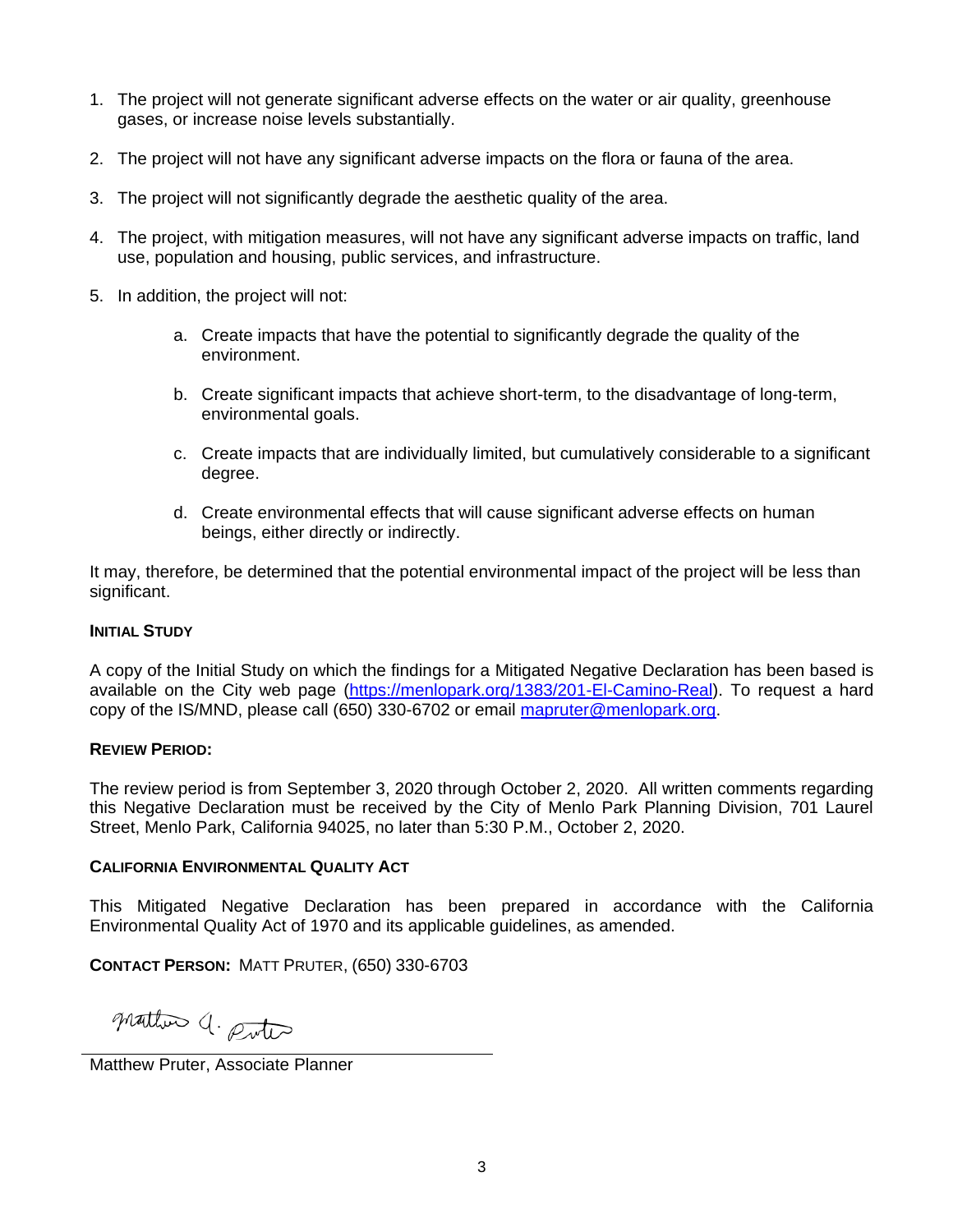1. The project will not generate significant adverse effects on the water or air quality, greenhouse gases, or increase noise levels substantially.

2. The project will not have any significant adverse impacts on the flora or fauna of the area.

3. The project will not significantly degrade the aesthetic quality of the area.

4. The project, with mitigation measures, will not have any significant adverse impacts on traffic, land use, population and housing, public services, and infrastructure.

5. In addition, the project will not:

   a. Create impacts that have the potential to significantly degrade the quality of the environment.

   b. Create significant impacts that achieve short-term, to the disadvantage of long-term, environmental goals.

   c. Create impacts that are individually limited, but cumulatively considerable to a significant degree.

   d. Create environmental effects that will cause significant adverse effects on human beings, either directly or indirectly.

It may, therefore, be determined that the potential environmental impact of the project will be less than significant.

**INITIAL STUDY**

A copy of the Initial Study on which the findings for a Mitigated Negative Declaration has been based is available on the City web page (https://menlopark.org/1383/201-El-Camino-Real). To request a hard copy of the IS/MND, please call (650) 330-6702 or email mapruter@menlopark.org.

**REVIEW PERIOD:**

The review period is from September 3, 2020 through October 2, 2020. All written comments regarding this Negative Declaration must be received by the City of Menlo Park Planning Division, 701 Laurel Street, Menlo Park, California 94025, no later than 5:30 P.M., October 2, 2020.

**CALIFORNIA ENVIRONMENTAL QUALITY ACT**

This Mitigated Negative Declaration has been prepared in accordance with the California Environmental Quality Act of 1970 and its applicable guidelines, as amended.

**CONTACT PERSON:** MATT PRUTER, (650) 330-6703

Matthew A. Pruter

Matthew Pruter, Associate Planner